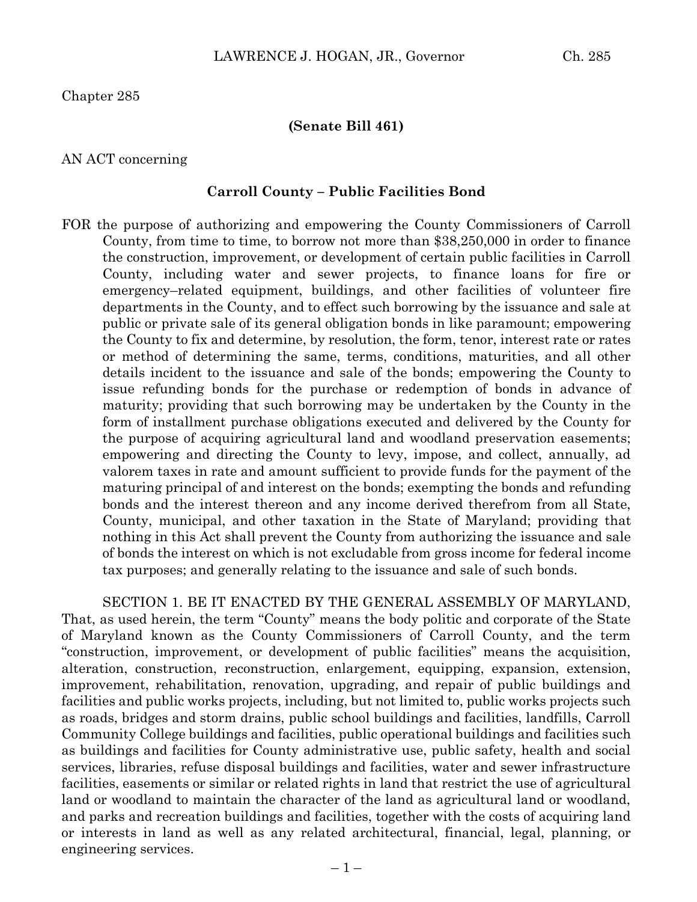Chapter 285

**(Senate Bill 461)**

AN ACT concerning

**Carroll County – Public Facilities Bond**

FOR the purpose of authorizing and empowering the County Commissioners of Carroll County, from time to time, to borrow not more than $38,250,000 in order to finance the construction, improvement, or development of certain public facilities in Carroll County, including water and sewer projects, to finance loans for fire or emergency–related equipment, buildings, and other facilities of volunteer fire departments in the County, and to effect such borrowing by the issuance and sale at public or private sale of its general obligation bonds in like paramount; empowering the County to fix and determine, by resolution, the form, tenor, interest rate or rates or method of determining the same, terms, conditions, maturities, and all other details incident to the issuance and sale of the bonds; empowering the County to issue refunding bonds for the purchase or redemption of bonds in advance of maturity; providing that such borrowing may be undertaken by the County in the form of installment purchase obligations executed and delivered by the County for the purpose of acquiring agricultural land and woodland preservation easements; empowering and directing the County to levy, impose, and collect, annually, ad valorem taxes in rate and amount sufficient to provide funds for the payment of the maturing principal of and interest on the bonds; exempting the bonds and refunding bonds and the interest thereon and any income derived therefrom from all State, County, municipal, and other taxation in the State of Maryland; providing that nothing in this Act shall prevent the County from authorizing the issuance and sale of bonds the interest on which is not excludable from gross income for federal income tax purposes; and generally relating to the issuance and sale of such bonds.

SECTION 1. BE IT ENACTED BY THE GENERAL ASSEMBLY OF MARYLAND, That, as used herein, the term "County" means the body politic and corporate of the State of Maryland known as the County Commissioners of Carroll County, and the term "construction, improvement, or development of public facilities" means the acquisition, alteration, construction, reconstruction, enlargement, equipping, expansion, extension, improvement, rehabilitation, renovation, upgrading, and repair of public buildings and facilities and public works projects, including, but not limited to, public works projects such as roads, bridges and storm drains, public school buildings and facilities, landfills, Carroll Community College buildings and facilities, public operational buildings and facilities such as buildings and facilities for County administrative use, public safety, health and social services, libraries, refuse disposal buildings and facilities, water and sewer infrastructure facilities, easements or similar or related rights in land that restrict the use of agricultural land or woodland to maintain the character of the land as agricultural land or woodland, and parks and recreation buildings and facilities, together with the costs of acquiring land or interests in land as well as any related architectural, financial, legal, planning, or engineering services.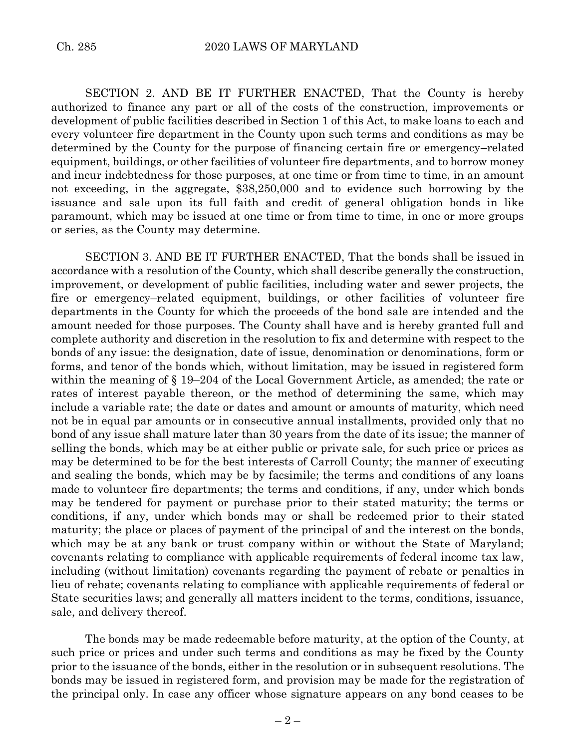SECTION 2. AND BE IT FURTHER ENACTED, That the County is hereby authorized to finance any part or all of the costs of the construction, improvements or development of public facilities described in Section 1 of this Act, to make loans to each and every volunteer fire department in the County upon such terms and conditions as may be determined by the County for the purpose of financing certain fire or emergency–related equipment, buildings, or other facilities of volunteer fire departments, and to borrow money and incur indebtedness for those purposes, at one time or from time to time, in an amount not exceeding, in the aggregate, $38,250,000 and to evidence such borrowing by the issuance and sale upon its full faith and credit of general obligation bonds in like paramount, which may be issued at one time or from time to time, in one or more groups or series, as the County may determine.

SECTION 3. AND BE IT FURTHER ENACTED, That the bonds shall be issued in accordance with a resolution of the County, which shall describe generally the construction, improvement, or development of public facilities, including water and sewer projects, the fire or emergency–related equipment, buildings, or other facilities of volunteer fire departments in the County for which the proceeds of the bond sale are intended and the amount needed for those purposes. The County shall have and is hereby granted full and complete authority and discretion in the resolution to fix and determine with respect to the bonds of any issue: the designation, date of issue, denomination or denominations, form or forms, and tenor of the bonds which, without limitation, may be issued in registered form within the meaning of § 19–204 of the Local Government Article, as amended; the rate or rates of interest payable thereon, or the method of determining the same, which may include a variable rate; the date or dates and amount or amounts of maturity, which need not be in equal par amounts or in consecutive annual installments, provided only that no bond of any issue shall mature later than 30 years from the date of its issue; the manner of selling the bonds, which may be at either public or private sale, for such price or prices as may be determined to be for the best interests of Carroll County; the manner of executing and sealing the bonds, which may be by facsimile; the terms and conditions of any loans made to volunteer fire departments; the terms and conditions, if any, under which bonds may be tendered for payment or purchase prior to their stated maturity; the terms or conditions, if any, under which bonds may or shall be redeemed prior to their stated maturity; the place or places of payment of the principal of and the interest on the bonds, which may be at any bank or trust company within or without the State of Maryland; covenants relating to compliance with applicable requirements of federal income tax law, including (without limitation) covenants regarding the payment of rebate or penalties in lieu of rebate; covenants relating to compliance with applicable requirements of federal or State securities laws; and generally all matters incident to the terms, conditions, issuance, sale, and delivery thereof.

The bonds may be made redeemable before maturity, at the option of the County, at such price or prices and under such terms and conditions as may be fixed by the County prior to the issuance of the bonds, either in the resolution or in subsequent resolutions. The bonds may be issued in registered form, and provision may be made for the registration of the principal only. In case any officer whose signature appears on any bond ceases to be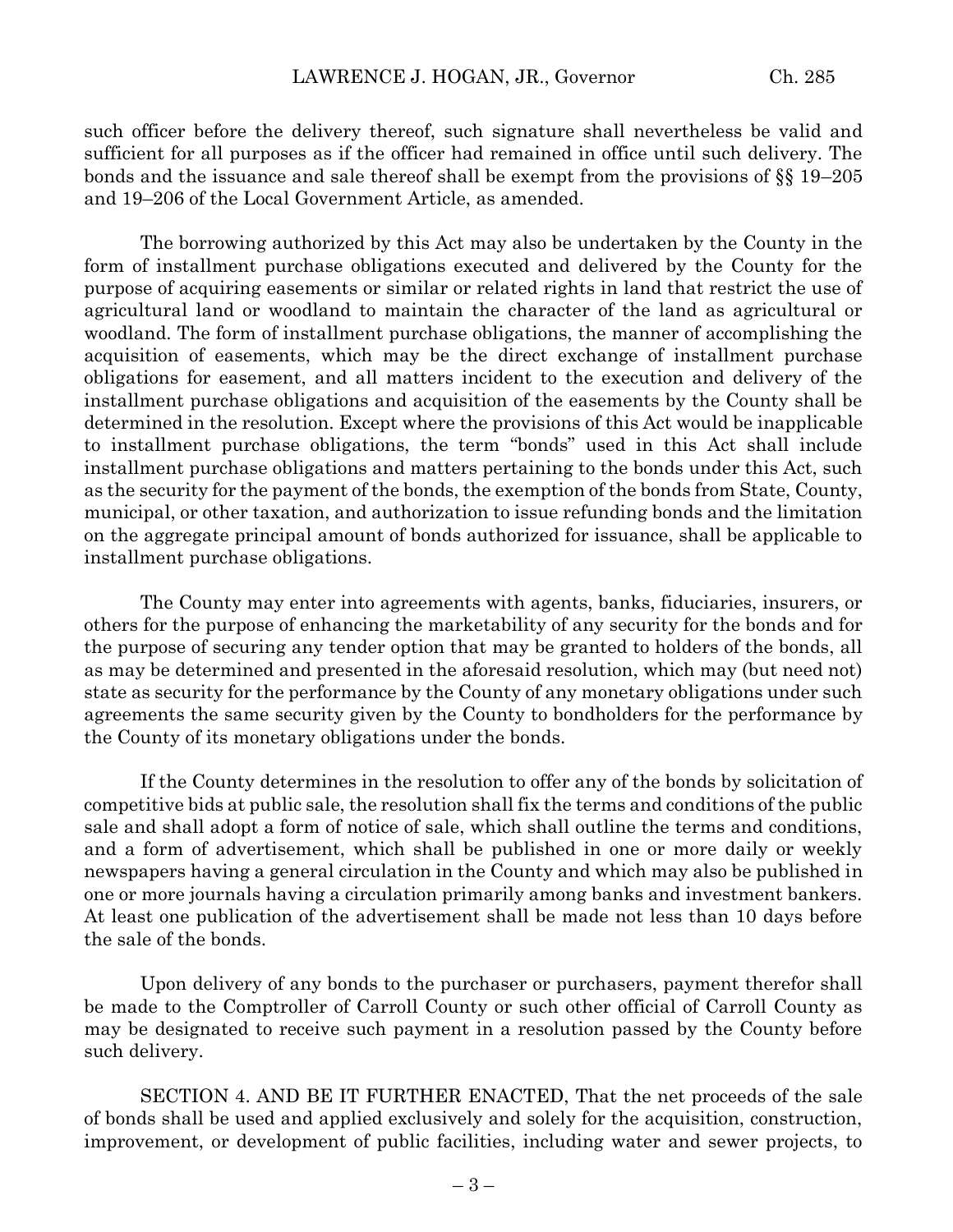such officer before the delivery thereof, such signature shall nevertheless be valid and sufficient for all purposes as if the officer had remained in office until such delivery. The bonds and the issuance and sale thereof shall be exempt from the provisions of §§ 19–205 and 19–206 of the Local Government Article, as amended.

The borrowing authorized by this Act may also be undertaken by the County in the form of installment purchase obligations executed and delivered by the County for the purpose of acquiring easements or similar or related rights in land that restrict the use of agricultural land or woodland to maintain the character of the land as agricultural or woodland. The form of installment purchase obligations, the manner of accomplishing the acquisition of easements, which may be the direct exchange of installment purchase obligations for easement, and all matters incident to the execution and delivery of the installment purchase obligations and acquisition of the easements by the County shall be determined in the resolution. Except where the provisions of this Act would be inapplicable to installment purchase obligations, the term "bonds" used in this Act shall include installment purchase obligations and matters pertaining to the bonds under this Act, such as the security for the payment of the bonds, the exemption of the bonds from State, County, municipal, or other taxation, and authorization to issue refunding bonds and the limitation on the aggregate principal amount of bonds authorized for issuance, shall be applicable to installment purchase obligations.

The County may enter into agreements with agents, banks, fiduciaries, insurers, or others for the purpose of enhancing the marketability of any security for the bonds and for the purpose of securing any tender option that may be granted to holders of the bonds, all as may be determined and presented in the aforesaid resolution, which may (but need not) state as security for the performance by the County of any monetary obligations under such agreements the same security given by the County to bondholders for the performance by the County of its monetary obligations under the bonds.

If the County determines in the resolution to offer any of the bonds by solicitation of competitive bids at public sale, the resolution shall fix the terms and conditions of the public sale and shall adopt a form of notice of sale, which shall outline the terms and conditions, and a form of advertisement, which shall be published in one or more daily or weekly newspapers having a general circulation in the County and which may also be published in one or more journals having a circulation primarily among banks and investment bankers. At least one publication of the advertisement shall be made not less than 10 days before the sale of the bonds.

Upon delivery of any bonds to the purchaser or purchasers, payment therefor shall be made to the Comptroller of Carroll County or such other official of Carroll County as may be designated to receive such payment in a resolution passed by the County before such delivery.

SECTION 4. AND BE IT FURTHER ENACTED, That the net proceeds of the sale of bonds shall be used and applied exclusively and solely for the acquisition, construction, improvement, or development of public facilities, including water and sewer projects, to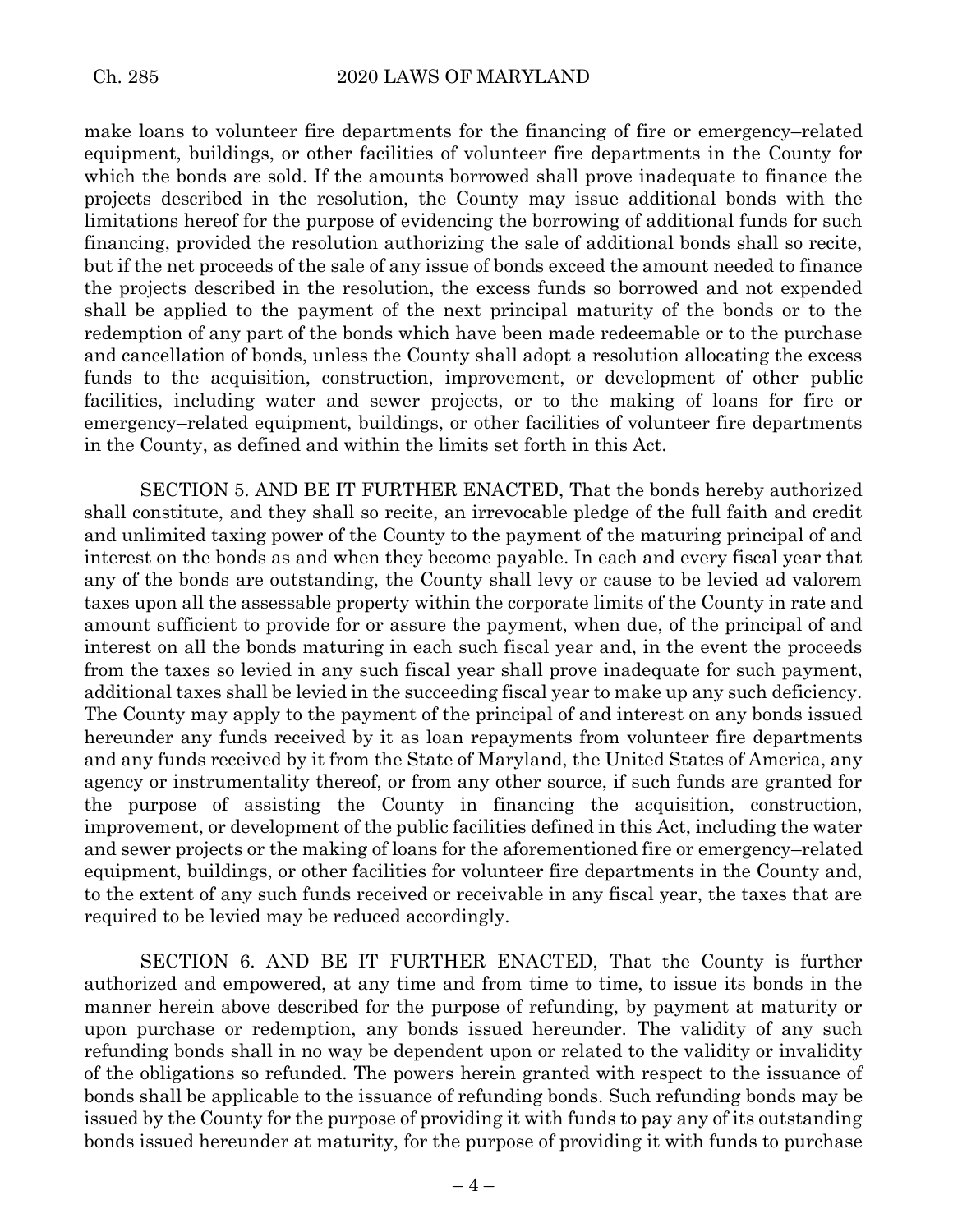make loans to volunteer fire departments for the financing of fire or emergency–related equipment, buildings, or other facilities of volunteer fire departments in the County for which the bonds are sold. If the amounts borrowed shall prove inadequate to finance the projects described in the resolution, the County may issue additional bonds with the limitations hereof for the purpose of evidencing the borrowing of additional funds for such financing, provided the resolution authorizing the sale of additional bonds shall so recite, but if the net proceeds of the sale of any issue of bonds exceed the amount needed to finance the projects described in the resolution, the excess funds so borrowed and not expended shall be applied to the payment of the next principal maturity of the bonds or to the redemption of any part of the bonds which have been made redeemable or to the purchase and cancellation of bonds, unless the County shall adopt a resolution allocating the excess funds to the acquisition, construction, improvement, or development of other public facilities, including water and sewer projects, or to the making of loans for fire or emergency–related equipment, buildings, or other facilities of volunteer fire departments in the County, as defined and within the limits set forth in this Act.

SECTION 5. AND BE IT FURTHER ENACTED, That the bonds hereby authorized shall constitute, and they shall so recite, an irrevocable pledge of the full faith and credit and unlimited taxing power of the County to the payment of the maturing principal of and interest on the bonds as and when they become payable. In each and every fiscal year that any of the bonds are outstanding, the County shall levy or cause to be levied ad valorem taxes upon all the assessable property within the corporate limits of the County in rate and amount sufficient to provide for or assure the payment, when due, of the principal of and interest on all the bonds maturing in each such fiscal year and, in the event the proceeds from the taxes so levied in any such fiscal year shall prove inadequate for such payment, additional taxes shall be levied in the succeeding fiscal year to make up any such deficiency. The County may apply to the payment of the principal of and interest on any bonds issued hereunder any funds received by it as loan repayments from volunteer fire departments and any funds received by it from the State of Maryland, the United States of America, any agency or instrumentality thereof, or from any other source, if such funds are granted for the purpose of assisting the County in financing the acquisition, construction, improvement, or development of the public facilities defined in this Act, including the water and sewer projects or the making of loans for the aforementioned fire or emergency–related equipment, buildings, or other facilities for volunteer fire departments in the County and, to the extent of any such funds received or receivable in any fiscal year, the taxes that are required to be levied may be reduced accordingly.

SECTION 6. AND BE IT FURTHER ENACTED, That the County is further authorized and empowered, at any time and from time to time, to issue its bonds in the manner herein above described for the purpose of refunding, by payment at maturity or upon purchase or redemption, any bonds issued hereunder. The validity of any such refunding bonds shall in no way be dependent upon or related to the validity or invalidity of the obligations so refunded. The powers herein granted with respect to the issuance of bonds shall be applicable to the issuance of refunding bonds. Such refunding bonds may be issued by the County for the purpose of providing it with funds to pay any of its outstanding bonds issued hereunder at maturity, for the purpose of providing it with funds to purchase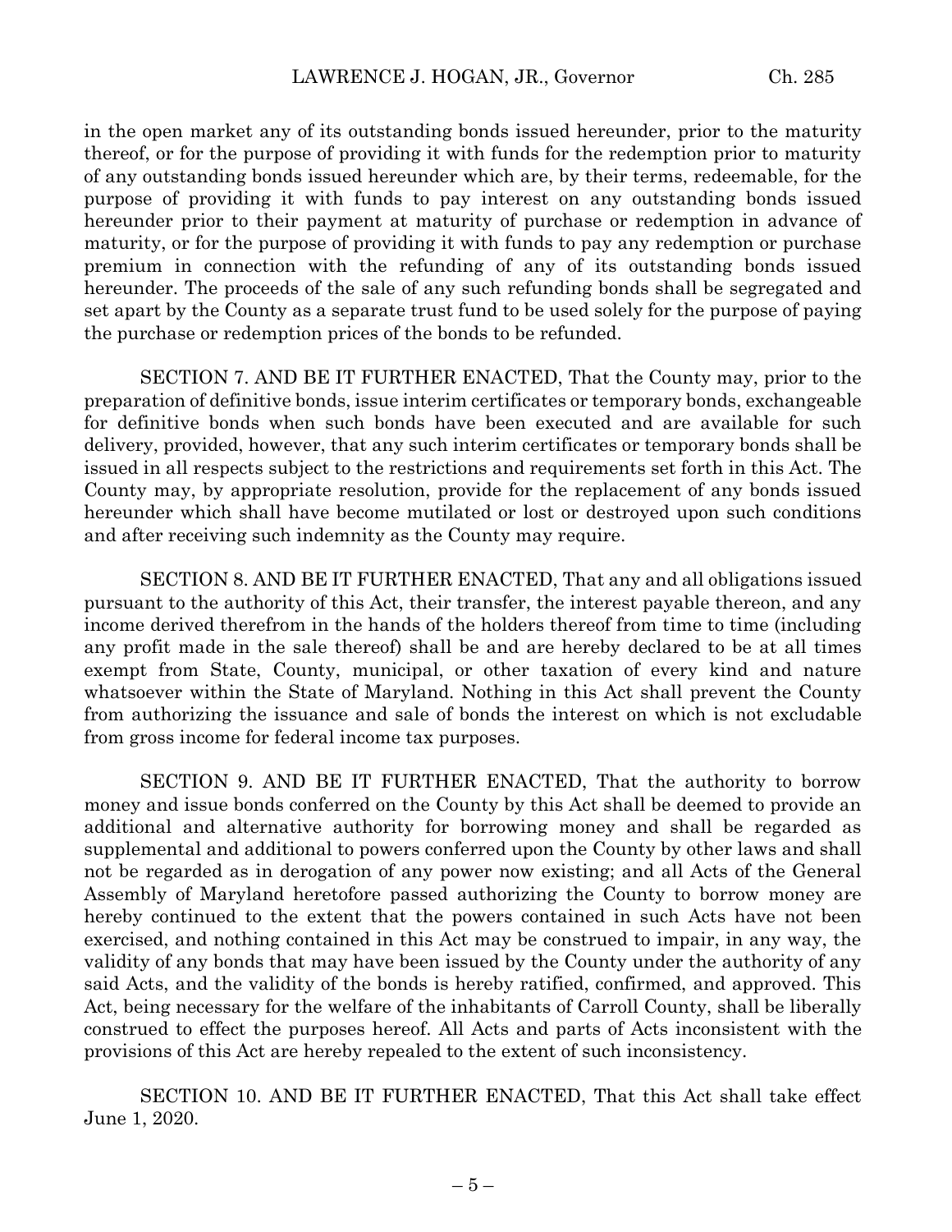in the open market any of its outstanding bonds issued hereunder, prior to the maturity thereof, or for the purpose of providing it with funds for the redemption prior to maturity of any outstanding bonds issued hereunder which are, by their terms, redeemable, for the purpose of providing it with funds to pay interest on any outstanding bonds issued hereunder prior to their payment at maturity of purchase or redemption in advance of maturity, or for the purpose of providing it with funds to pay any redemption or purchase premium in connection with the refunding of any of its outstanding bonds issued hereunder. The proceeds of the sale of any such refunding bonds shall be segregated and set apart by the County as a separate trust fund to be used solely for the purpose of paying the purchase or redemption prices of the bonds to be refunded.

SECTION 7. AND BE IT FURTHER ENACTED, That the County may, prior to the preparation of definitive bonds, issue interim certificates or temporary bonds, exchangeable for definitive bonds when such bonds have been executed and are available for such delivery, provided, however, that any such interim certificates or temporary bonds shall be issued in all respects subject to the restrictions and requirements set forth in this Act. The County may, by appropriate resolution, provide for the replacement of any bonds issued hereunder which shall have become mutilated or lost or destroyed upon such conditions and after receiving such indemnity as the County may require.

SECTION 8. AND BE IT FURTHER ENACTED, That any and all obligations issued pursuant to the authority of this Act, their transfer, the interest payable thereon, and any income derived therefrom in the hands of the holders thereof from time to time (including any profit made in the sale thereof) shall be and are hereby declared to be at all times exempt from State, County, municipal, or other taxation of every kind and nature whatsoever within the State of Maryland. Nothing in this Act shall prevent the County from authorizing the issuance and sale of bonds the interest on which is not excludable from gross income for federal income tax purposes.

SECTION 9. AND BE IT FURTHER ENACTED, That the authority to borrow money and issue bonds conferred on the County by this Act shall be deemed to provide an additional and alternative authority for borrowing money and shall be regarded as supplemental and additional to powers conferred upon the County by other laws and shall not be regarded as in derogation of any power now existing; and all Acts of the General Assembly of Maryland heretofore passed authorizing the County to borrow money are hereby continued to the extent that the powers contained in such Acts have not been exercised, and nothing contained in this Act may be construed to impair, in any way, the validity of any bonds that may have been issued by the County under the authority of any said Acts, and the validity of the bonds is hereby ratified, confirmed, and approved. This Act, being necessary for the welfare of the inhabitants of Carroll County, shall be liberally construed to effect the purposes hereof. All Acts and parts of Acts inconsistent with the provisions of this Act are hereby repealed to the extent of such inconsistency.

SECTION 10. AND BE IT FURTHER ENACTED, That this Act shall take effect June 1, 2020.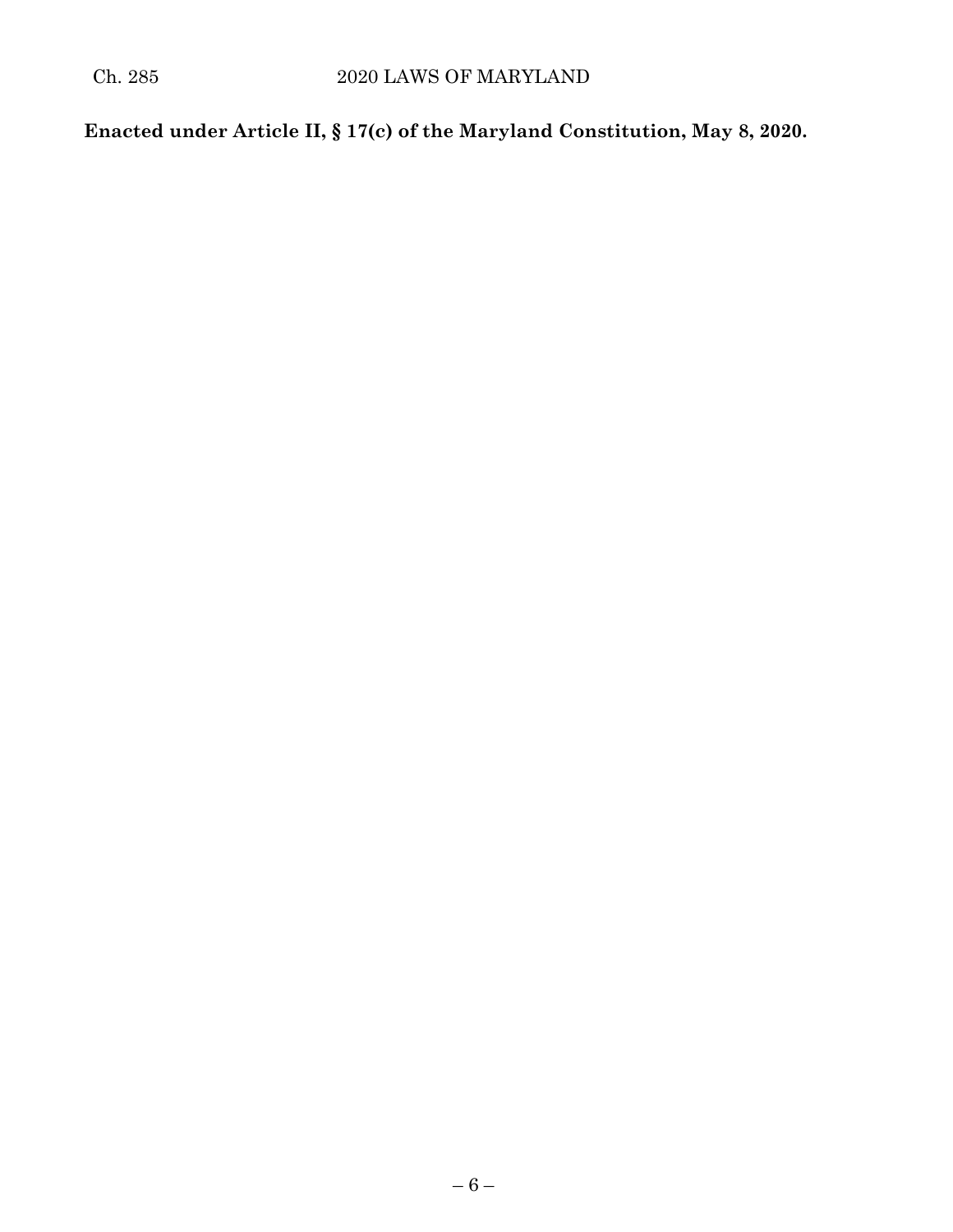**Enacted under Article II, § 17(c) of the Maryland Constitution, May 8, 2020.**